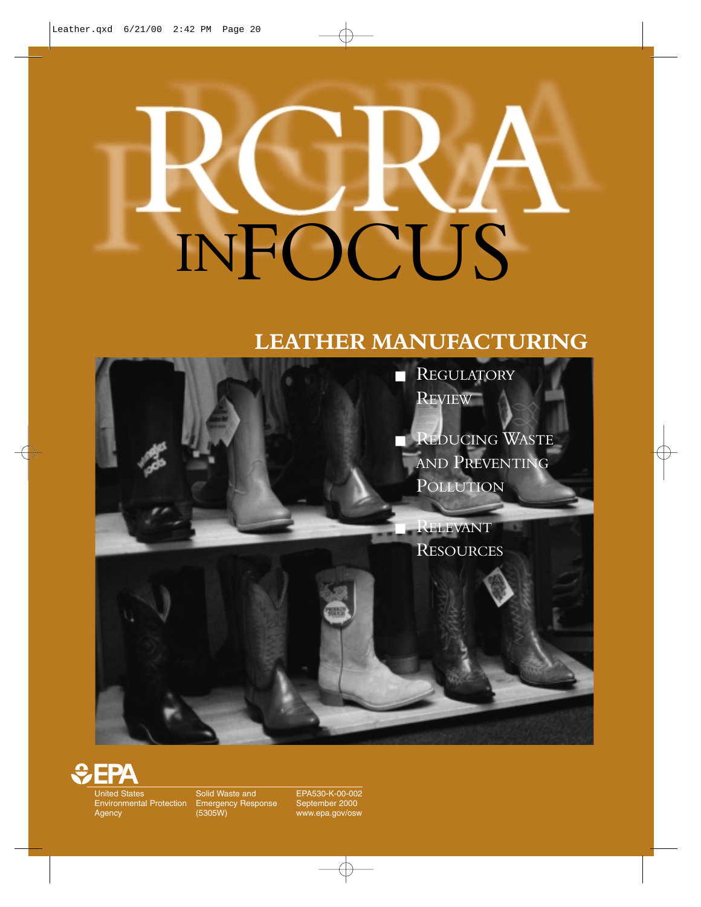# RCRA IN FOCUS

## LEATHER MANUFACTURING

- Regulatory Review
- Reducing Waste and Preventing Pollution
- Relevant Resources

EPA

United States Environmental Protection Agency

Solid Waste and Emergency Response (5305W)

EPA530-K-00-002
September 2000
www.epa.gov/osw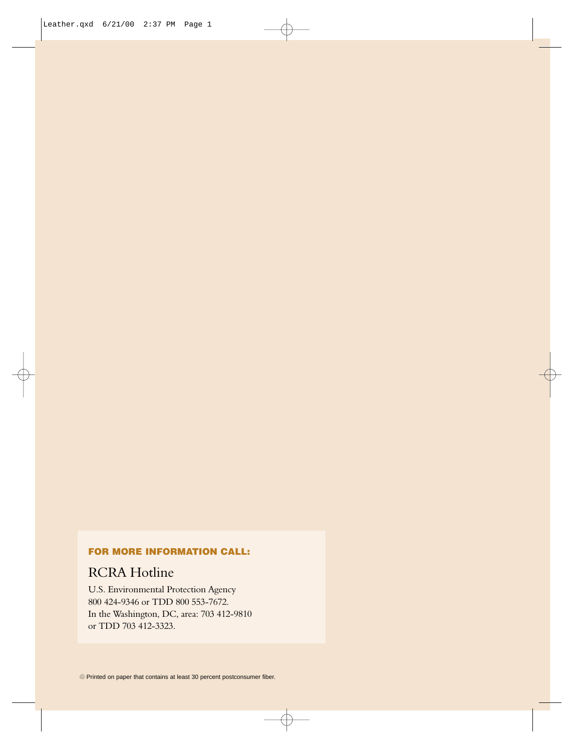**FOR MORE INFORMATION CALL:**

## RCRA Hotline

U.S. Environmental Protection Agency
800 424-9346 or TDD 800 553-7672.
In the Washington, DC, area: 703 412-9810
or TDD 703 412-3323.

Printed on paper that contains at least 30 percent postconsumer fiber.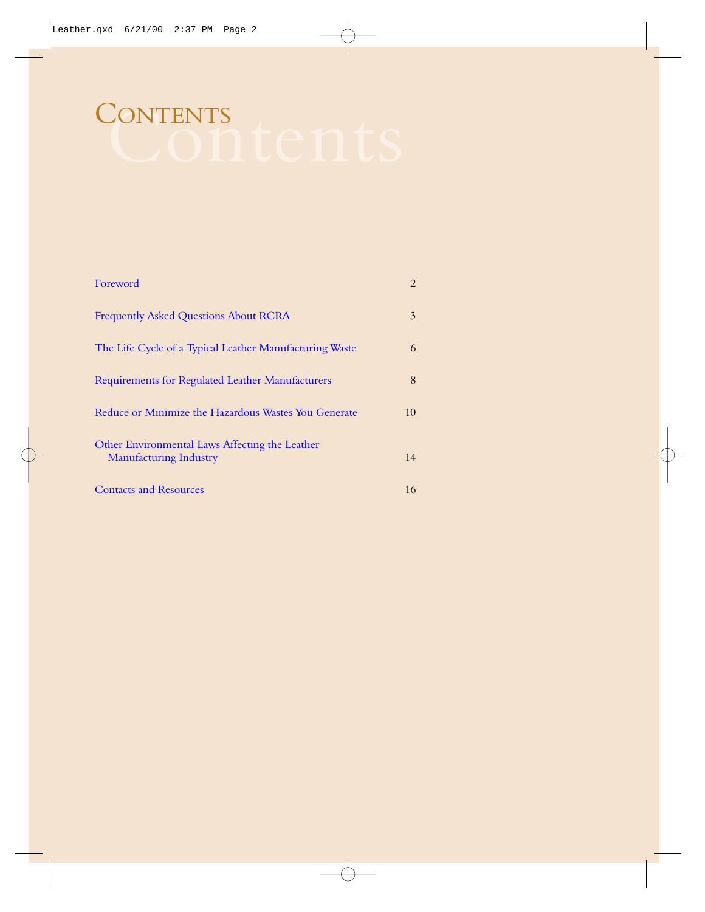# CONTENTS

| | |
|---|---|
| Foreword | 2 |
| Frequently Asked Questions About RCRA | 3 |
| The Life Cycle of a Typical Leather Manufacturing Waste | 6 |
| Requirements for Regulated Leather Manufacturers | 8 |
| Reduce or Minimize the Hazardous Wastes You Generate | 10 |
| Other Environmental Laws Affecting the Leather Manufacturing Industry | 14 |
| Contacts and Resources | 16 |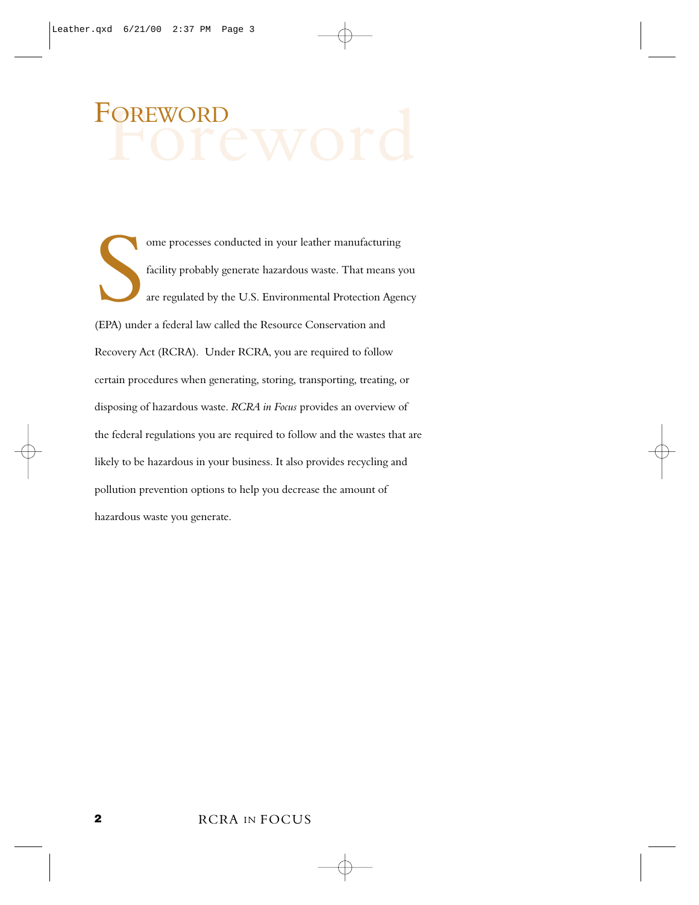# Foreword

Some processes conducted in your leather manufacturing facility probably generate hazardous waste. That means you are regulated by the U.S. Environmental Protection Agency (EPA) under a federal law called the Resource Conservation and Recovery Act (RCRA). Under RCRA, you are required to follow certain procedures when generating, storing, transporting, treating, or disposing of hazardous waste. *RCRA in Focus* provides an overview of the federal regulations you are required to follow and the wastes that are likely to be hazardous in your business. It also provides recycling and pollution prevention options to help you decrease the amount of hazardous waste you generate.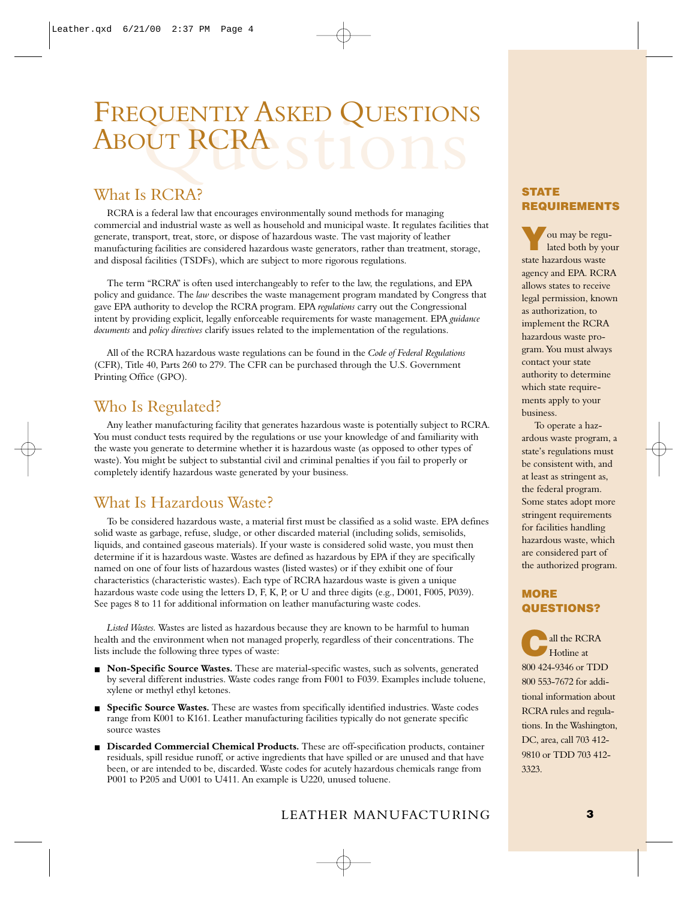# Frequently Asked Questions About RCRA

## What Is RCRA?

RCRA is a federal law that encourages environmentally sound methods for managing commercial and industrial waste as well as household and municipal waste. It regulates facilities that generate, transport, treat, store, or dispose of hazardous waste. The vast majority of leather manufacturing facilities are considered hazardous waste generators, rather than treatment, storage, and disposal facilities (TSDFs), which are subject to more rigorous regulations.

The term "RCRA" is often used interchangeably to refer to the law, the regulations, and EPA policy and guidance. The *law* describes the waste management program mandated by Congress that gave EPA authority to develop the RCRA program. EPA *regulations* carry out the Congressional intent by providing explicit, legally enforceable requirements for waste management. EPA *guidance documents* and *policy directives* clarify issues related to the implementation of the regulations.

All of the RCRA hazardous waste regulations can be found in the *Code of Federal Regulations* (CFR), Title 40, Parts 260 to 279. The CFR can be purchased through the U.S. Government Printing Office (GPO).

## Who Is Regulated?

Any leather manufacturing facility that generates hazardous waste is potentially subject to RCRA. You must conduct tests required by the regulations or use your knowledge of and familiarity with the waste you generate to determine whether it is hazardous waste (as opposed to other types of waste). You might be subject to substantial civil and criminal penalties if you fail to properly or completely identify hazardous waste generated by your business.

## What Is Hazardous Waste?

To be considered hazardous waste, a material first must be classified as a solid waste. EPA defines solid waste as garbage, refuse, sludge, or other discarded material (including solids, semisolids, liquids, and contained gaseous materials). If your waste is considered solid waste, you must then determine if it is hazardous waste. Wastes are defined as hazardous by EPA if they are specifically named on one of four lists of hazardous wastes (listed wastes) or if they exhibit one of four characteristics (characteristic wastes). Each type of RCRA hazardous waste is given a unique hazardous waste code using the letters D, F, K, P, or U and three digits (e.g., D001, F005, P039). See pages 8 to 11 for additional information on leather manufacturing waste codes.

*Listed Wastes.* Wastes are listed as hazardous because they are known to be harmful to human health and the environment when not managed properly, regardless of their concentrations. The lists include the following three types of waste:

- **Non-Specific Source Wastes.** These are material-specific wastes, such as solvents, generated by several different industries. Waste codes range from F001 to F039. Examples include toluene, xylene or methyl ethyl ketones.
- **Specific Source Wastes.** These are wastes from specifically identified industries. Waste codes range from K001 to K161. Leather manufacturing facilities typically do not generate specific source wastes
- **Discarded Commercial Chemical Products.** These are off-specification products, container residuals, spill residue runoff, or active ingredients that have spilled or are unused and that have been, or are intended to be, discarded. Waste codes for acutely hazardous chemicals range from P001 to P205 and U001 to U411. An example is U220, unused toluene.

### STATE REQUIREMENTS

You may be regulated both by your state hazardous waste agency and EPA. RCRA allows states to receive legal permission, known as authorization, to implement the RCRA hazardous waste program. You must always contact your state authority to determine which state requirements apply to your business.

To operate a hazardous waste program, a state's regulations must be consistent with, and at least as stringent as, the federal program. Some states adopt more stringent requirements for facilities handling hazardous waste, which are considered part of the authorized program.

### MORE QUESTIONS?

Call the RCRA Hotline at 800 424-9346 or TDD 800 553-7672 for additional information about RCRA rules and regulations. In the Washington, DC, area, call 703 412-9810 or TDD 703 412-3323.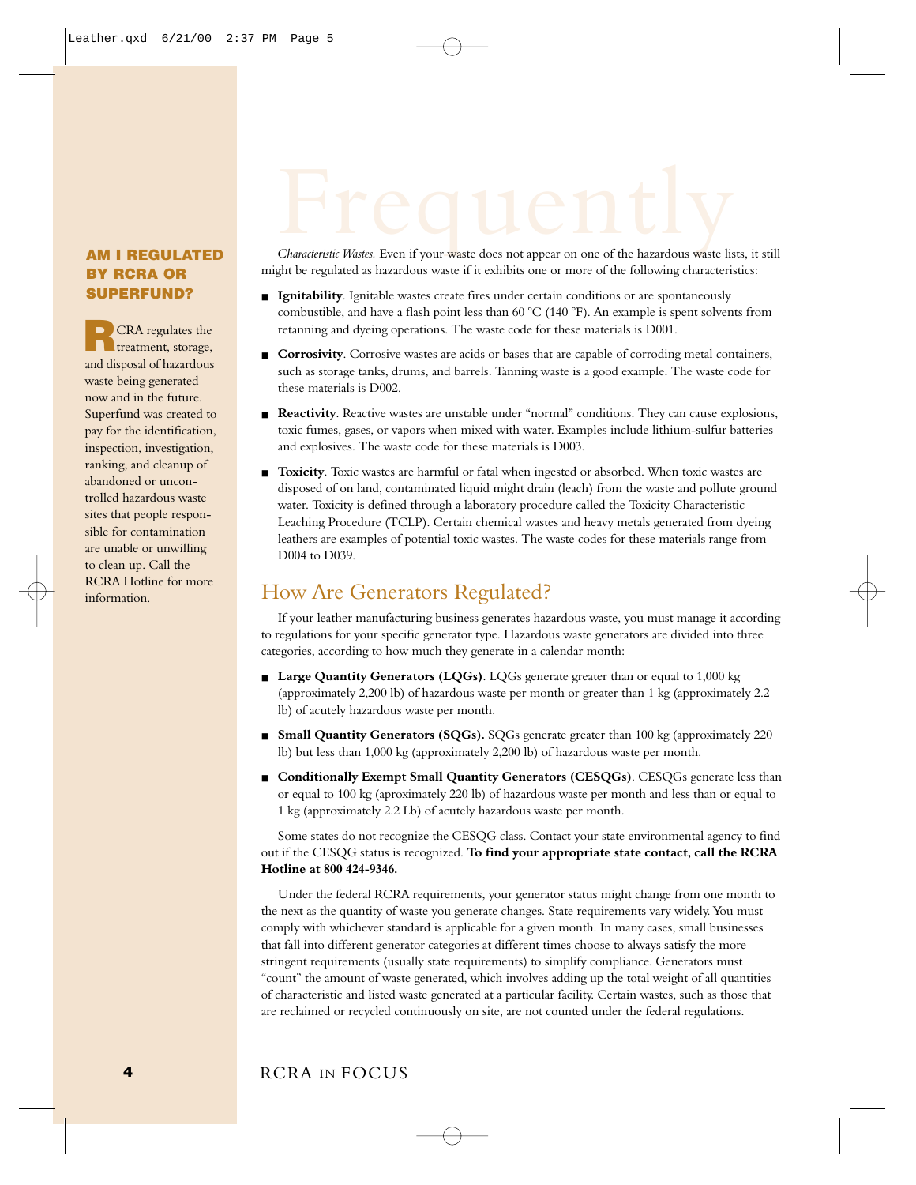## AM I REGULATED BY RCRA OR SUPERFUND?

RCRA regulates the treatment, storage, and disposal of hazardous waste being generated now and in the future. Superfund was created to pay for the identification, inspection, investigation, ranking, and cleanup of abandoned or uncontrolled hazardous waste sites that people responsible for contamination are unable or unwilling to clean up. Call the RCRA Hotline for more information.

*Characteristic Wastes.* Even if your waste does not appear on one of the hazardous waste lists, it still might be regulated as hazardous waste if it exhibits one or more of the following characteristics:

- **Ignitability**. Ignitable wastes create fires under certain conditions or are spontaneously combustible, and have a flash point less than 60 °C (140 °F). An example is spent solvents from retanning and dyeing operations. The waste code for these materials is D001.
- **Corrosivity**. Corrosive wastes are acids or bases that are capable of corroding metal containers, such as storage tanks, drums, and barrels. Tanning waste is a good example. The waste code for these materials is D002.
- **Reactivity**. Reactive wastes are unstable under "normal" conditions. They can cause explosions, toxic fumes, gases, or vapors when mixed with water. Examples include lithium-sulfur batteries and explosives. The waste code for these materials is D003.
- **Toxicity**. Toxic wastes are harmful or fatal when ingested or absorbed. When toxic wastes are disposed of on land, contaminated liquid might drain (leach) from the waste and pollute ground water. Toxicity is defined through a laboratory procedure called the Toxicity Characteristic Leaching Procedure (TCLP). Certain chemical wastes and heavy metals generated from dyeing leathers are examples of potential toxic wastes. The waste codes for these materials range from D004 to D039.

## How Are Generators Regulated?

If your leather manufacturing business generates hazardous waste, you must manage it according to regulations for your specific generator type. Hazardous waste generators are divided into three categories, according to how much they generate in a calendar month:

- **Large Quantity Generators (LQGs)**. LQGs generate greater than or equal to 1,000 kg (approximately 2,200 lb) of hazardous waste per month or greater than 1 kg (approximately 2.2 lb) of acutely hazardous waste per month.
- **Small Quantity Generators (SQGs).** SQGs generate greater than 100 kg (approximately 220 lb) but less than 1,000 kg (approximately 2,200 lb) of hazardous waste per month.
- **Conditionally Exempt Small Quantity Generators (CESQGs)**. CESQGs generate less than or equal to 100 kg (aproximately 220 lb) of hazardous waste per month and less than or equal to 1 kg (approximately 2.2 Lb) of acutely hazardous waste per month.

Some states do not recognize the CESQG class. Contact your state environmental agency to find out if the CESQG status is recognized. **To find your appropriate state contact, call the RCRA Hotline at 800 424-9346.**

Under the federal RCRA requirements, your generator status might change from one month to the next as the quantity of waste you generate changes. State requirements vary widely. You must comply with whichever standard is applicable for a given month. In many cases, small businesses that fall into different generator categories at different times choose to always satisfy the more stringent requirements (usually state requirements) to simplify compliance. Generators must "count" the amount of waste generated, which involves adding up the total weight of all quantities of characteristic and listed waste generated at a particular facility. Certain wastes, such as those that are reclaimed or recycled continuously on site, are not counted under the federal regulations.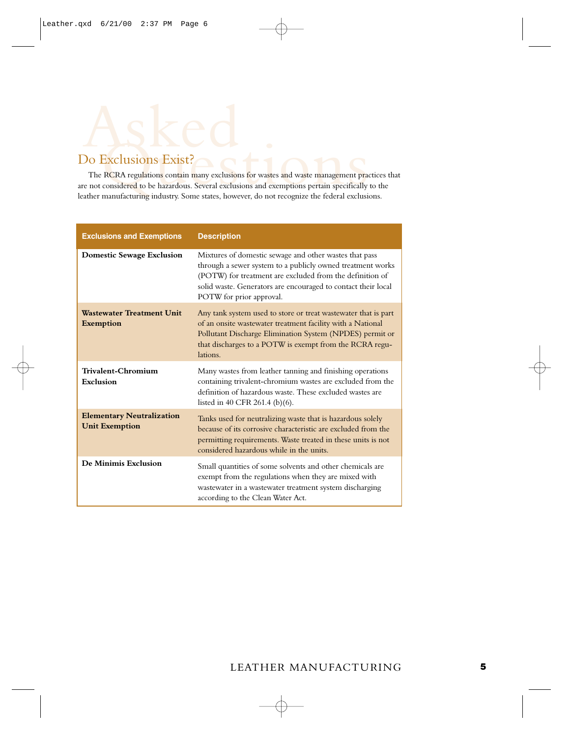## Do Exclusions Exist?

The RCRA regulations contain many exclusions for wastes and waste management practices that are not considered to be hazardous. Several exclusions and exemptions pertain specifically to the leather manufacturing industry. Some states, however, do not recognize the federal exclusions.

| Exclusions and Exemptions | Description |
|---|---|
| **Domestic Sewage Exclusion** | Mixtures of domestic sewage and other wastes that pass through a sewer system to a publicly owned treatment works (POTW) for treatment are excluded from the definition of solid waste. Generators are encouraged to contact their local POTW for prior approval. |
| **Wastewater Treatment Unit Exemption** | Any tank system used to store or treat wastewater that is part of an onsite wastewater treatment facility with a National Pollutant Discharge Elimination System (NPDES) permit or that discharges to a POTW is exempt from the RCRA regulations. |
| **Trivalent-Chromium Exclusion** | Many wastes from leather tanning and finishing operations containing trivalent-chromium wastes are excluded from the definition of hazardous waste. These excluded wastes are listed in 40 CFR 261.4 (b)(6). |
| **Elementary Neutralization Unit Exemption** | Tanks used for neutralizing waste that is hazardous solely because of its corrosive characteristic are excluded from the permitting requirements. Waste treated in these units is not considered hazardous while in the units. |
| **De Minimis Exclusion** | Small quantities of some solvents and other chemicals are exempt from the regulations when they are mixed with wastewater in a wastewater treatment system discharging according to the Clean Water Act. |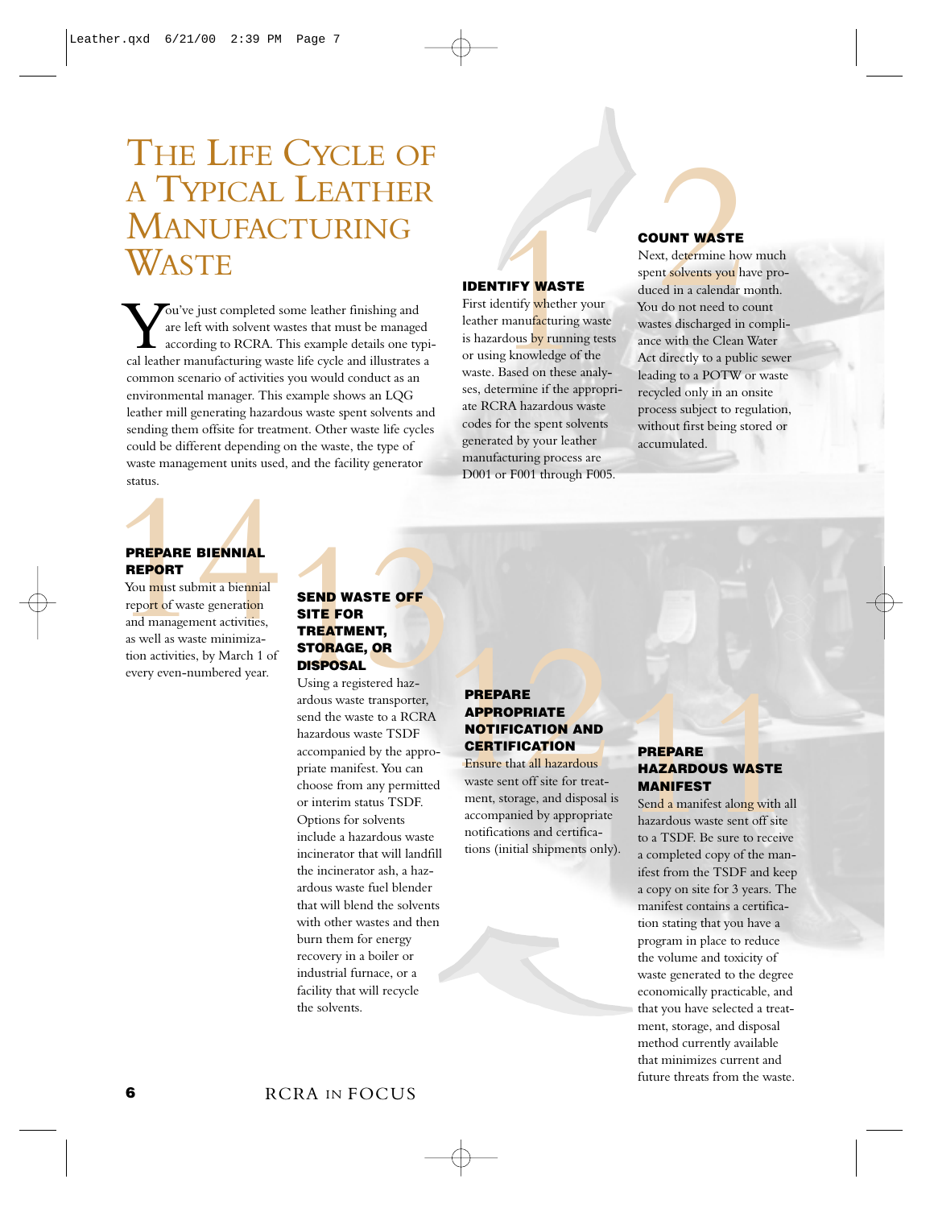# The Life Cycle of a Typical Leather Manufacturing Waste

You've just completed some leather finishing and are left with solvent wastes that must be managed according to RCRA. This example details one typical leather manufacturing waste life cycle and illustrates a common scenario of activities you would conduct as an environmental manager. This example shows an LQG leather mill generating hazardous waste spent solvents and sending them offsite for treatment. Other waste life cycles could be different depending on the waste, the type of waste management units used, and the facility generator status.

### 1 IDENTIFY WASTE

First identify whether your leather manufacturing waste is hazardous by running tests or using knowledge of the waste. Based on these analyses, determine if the appropriate RCRA hazardous waste codes for the spent solvents generated by your leather manufacturing process are D001 or F001 through F005.

### 2 COUNT WASTE

Next, determine how much spent solvents you have produced in a calendar month. You do not need to count wastes discharged in compliance with the Clean Water Act directly to a public sewer leading to a POTW or waste recycled only in an onsite process subject to regulation, without first being stored or accumulated.

### 11 PREPARE HAZARDOUS WASTE MANIFEST

Send a manifest along with all hazardous waste sent off site to a TSDF. Be sure to receive a completed copy of the manifest from the TSDF and keep a copy on site for 3 years. The manifest contains a certification stating that you have a program in place to reduce the volume and toxicity of waste generated to the degree economically practicable, and that you have selected a treatment, storage, and disposal method currently available that minimizes current and future threats from the waste.

### 12 PREPARE APPROPRIATE NOTIFICATION AND CERTIFICATION

Ensure that all hazardous waste sent off site for treatment, storage, and disposal is accompanied by appropriate notifications and certifications (initial shipments only).

### 13 SEND WASTE OFF SITE FOR TREATMENT, STORAGE, OR DISPOSAL

Using a registered hazardous waste transporter, send the waste to a RCRA hazardous waste TSDF accompanied by the appropriate manifest. You can choose from any permitted or interim status TSDF. Options for solvents include a hazardous waste incinerator that will landfill the incinerator ash, a hazardous waste fuel blender that will blend the solvents with other wastes and then burn them for energy recovery in a boiler or industrial furnace, or a facility that will recycle the solvents.

### 14 PREPARE BIENNIAL REPORT

You must submit a biennial report of waste generation and management activities, as well as waste minimization activities, by March 1 of every even-numbered year.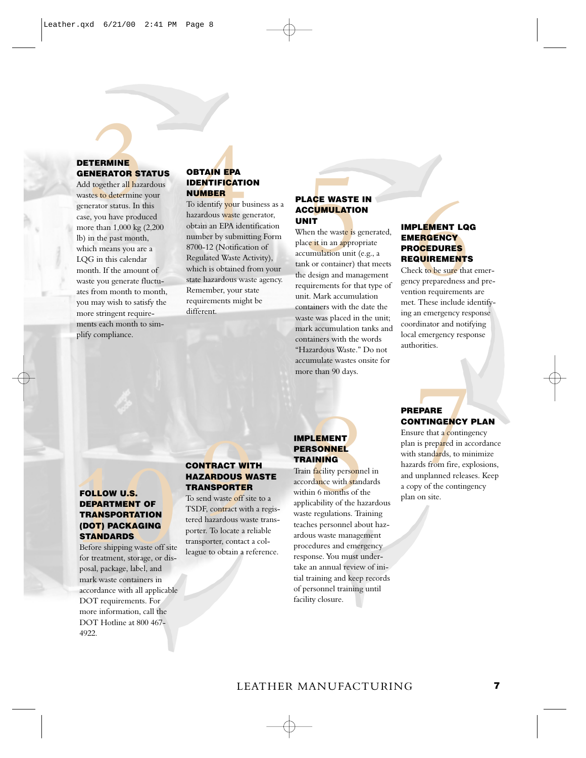### 3 DETERMINE GENERATOR STATUS

Add together all hazardous wastes to determine your generator status. In this case, you have produced more than 1,000 kg (2,200 lb) in the past month, which means you are a LQG in this calendar month. If the amount of waste you generate fluctuates from month to month, you may wish to satisfy the more stringent requirements each month to simplify compliance.

### 4 OBTAIN EPA IDENTIFICATION NUMBER

To identify your business as a hazardous waste generator, obtain an EPA identification number by submitting Form 8700-12 (Notification of Regulated Waste Activity), which is obtained from your state hazardous waste agency. Remember, your state requirements might be different.

### 5 PLACE WASTE IN ACCUMULATION UNIT

When the waste is generated, place it in an appropriate accumulation unit (e.g., a tank or container) that meets the design and management requirements for that type of unit. Mark accumulation containers with the date the waste was placed in the unit; mark accumulation tanks and containers with the words "Hazardous Waste." Do not accumulate wastes onsite for more than 90 days.

### 6 IMPLEMENT LQG EMERGENCY PROCEDURES REQUIREMENTS

Check to be sure that emergency preparedness and prevention requirements are met. These include identifying an emergency response coordinator and notifying local emergency response authorities.

### 7 PREPARE CONTINGENCY PLAN

Ensure that a contingency plan is prepared in accordance with standards, to minimize hazards from fire, explosions, and unplanned releases. Keep a copy of the contingency plan on site.

### 8 IMPLEMENT PERSONNEL TRAINING

Train facility personnel in accordance with standards within 6 months of the applicability of the hazardous waste regulations. Training teaches personnel about hazardous waste management procedures and emergency response. You must undertake an annual review of initial training and keep records of personnel training until facility closure.

### 9 CONTRACT WITH HAZARDOUS WASTE TRANSPORTER

To send waste off site to a TSDF, contract with a registered hazardous waste transporter. To locate a reliable transporter, contact a colleague to obtain a reference.

### 10 FOLLOW U.S. DEPARTMENT OF TRANSPORTATION (DOT) PACKAGING STANDARDS

Before shipping waste off site for treatment, storage, or disposal, package, label, and mark waste containers in accordance with all applicable DOT requirements. For more information, call the DOT Hotline at 800 467-4922.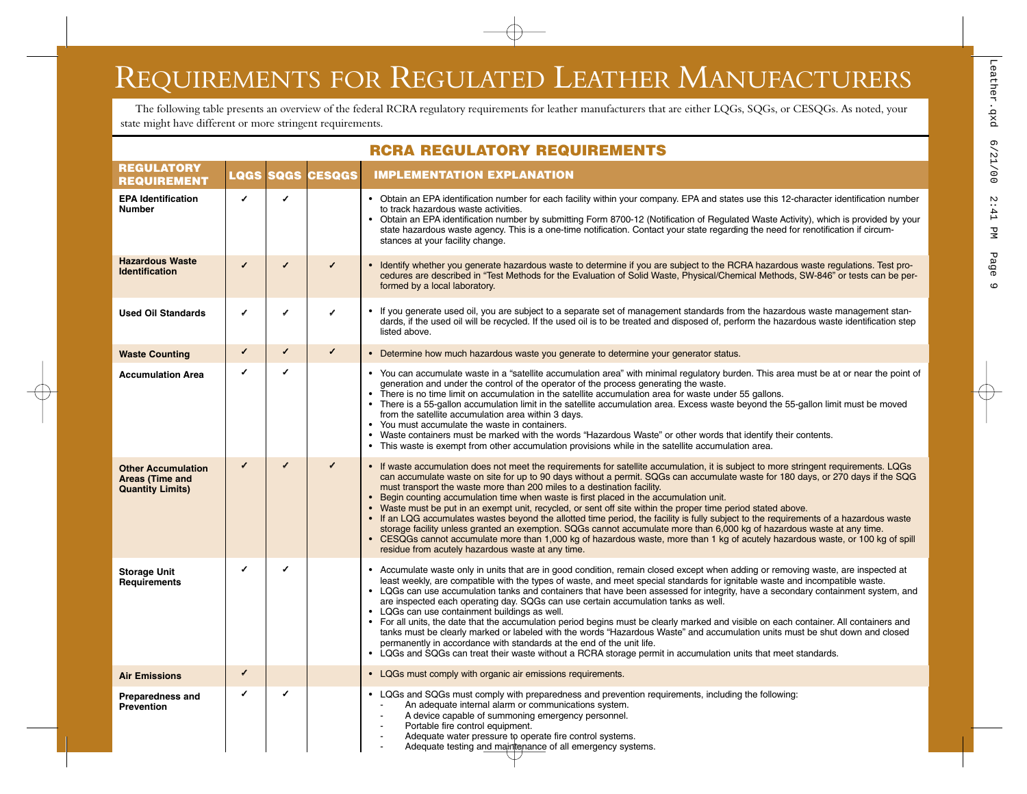# Requirements for Regulated Leather Manufacturers

The following table presents an overview of the federal RCRA regulatory requirements for leather manufacturers that are either LQGs, SQGs, or CESQGs. As noted, your state might have different or more stringent requirements.

## RCRA Regulatory Requirements

| Regulatory Requirement | LQGs | SQGs | CESQGs | Implementation Explanation |
|---|---|---|---|---|
| **EPA Identification Number** | ✓ | ✓ | | • Obtain an EPA identification number for each facility within your company. EPA and states use this 12-character identification number to track hazardous waste activities.<br>• Obtain an EPA identification number by submitting Form 8700-12 (Notification of Regulated Waste Activity), which is provided by your state hazardous waste agency. This is a one-time notification. Contact your state regarding the need for renotification if circumstances at your facility change. |
| **Hazardous Waste Identification** | ✓ | ✓ | ✓ | • Identify whether you generate hazardous waste to determine if you are subject to the RCRA hazardous waste regulations. Test procedures are described in "Test Methods for the Evaluation of Solid Waste, Physical/Chemical Methods, SW-846" or tests can be performed by a local laboratory. |
| **Used Oil Standards** | ✓ | ✓ | ✓ | • If you generate used oil, you are subject to a separate set of management standards from the hazardous waste management standards, if the used oil will be recycled. If the used oil is to be treated and disposed of, perform the hazardous waste identification step listed above. |
| **Waste Counting** | ✓ | ✓ | ✓ | • Determine how much hazardous waste you generate to determine your generator status. |
| **Accumulation Area** | ✓ | ✓ | | • You can accumulate waste in a "satellite accumulation area" with minimal regulatory burden. This area must be at or near the point of generation and under the control of the operator of the process generating the waste.<br>• There is no time limit on accumulation in the satellite accumulation area for waste under 55 gallons.<br>• There is a 55-gallon accumulation limit in the satellite accumulation area. Excess waste beyond the 55-gallon limit must be moved from the satellite accumulation area within 3 days.<br>• You must accumulate the waste in containers.<br>• Waste containers must be marked with the words "Hazardous Waste" or other words that identify their contents.<br>• This waste is exempt from other accumulation provisions while in the satellite accumulation area. |
| **Other Accumulation Areas (Time and Quantity Limits)** | ✓ | ✓ | ✓ | • If waste accumulation does not meet the requirements for satellite accumulation, it is subject to more stringent requirements. LQGs can accumulate waste on site for up to 90 days without a permit. SQGs can accumulate waste for 180 days, or 270 days if the SQG must transport the waste more than 200 miles to a destination facility.<br>• Begin counting accumulation time when waste is first placed in the accumulation unit.<br>• Waste must be put in an exempt unit, recycled, or sent off site within the proper time period stated above.<br>• If an LQG accumulates wastes beyond the allotted time period, the facility is fully subject to the requirements of a hazardous waste storage facility unless granted an exemption. SQGs cannot accumulate more than 6,000 kg of hazardous waste at any time.<br>• CESQGs cannot accumulate more than 1,000 kg of hazardous waste, more than 1 kg of acutely hazardous waste, or 100 kg of spill residue from acutely hazardous waste at any time. |
| **Storage Unit Requirements** | ✓ | ✓ | | • Accumulate waste only in units that are in good condition, remain closed except when adding or removing waste, are inspected at least weekly, are compatible with the types of waste, and meet special standards for ignitable waste and incompatible waste.<br>• LQGs can use accumulation tanks and containers that have been assessed for integrity, have a secondary containment system, and are inspected each operating day. SQGs can use certain accumulation tanks as well.<br>• LQGs can use containment buildings as well.<br>• For all units, the date that the accumulation period begins must be clearly marked and visible on each container. All containers and tanks must be clearly marked or labeled with the words "Hazardous Waste" and accumulation units must be shut down and closed permanently in accordance with standards at the end of the unit life.<br>• LQGs and SQGs can treat their waste without a RCRA storage permit in accumulation units that meet standards. |
| **Air Emissions** | ✓ | | | • LQGs must comply with organic air emissions requirements. |
| **Preparedness and Prevention** | ✓ | ✓ | | • LQGs and SQGs must comply with preparedness and prevention requirements, including the following:<br>- An adequate internal alarm or communications system.<br>- A device capable of summoning emergency personnel.<br>- Portable fire control equipment.<br>- Adequate water pressure to operate fire control systems.<br>- Adequate testing and maintenance of all emergency systems. |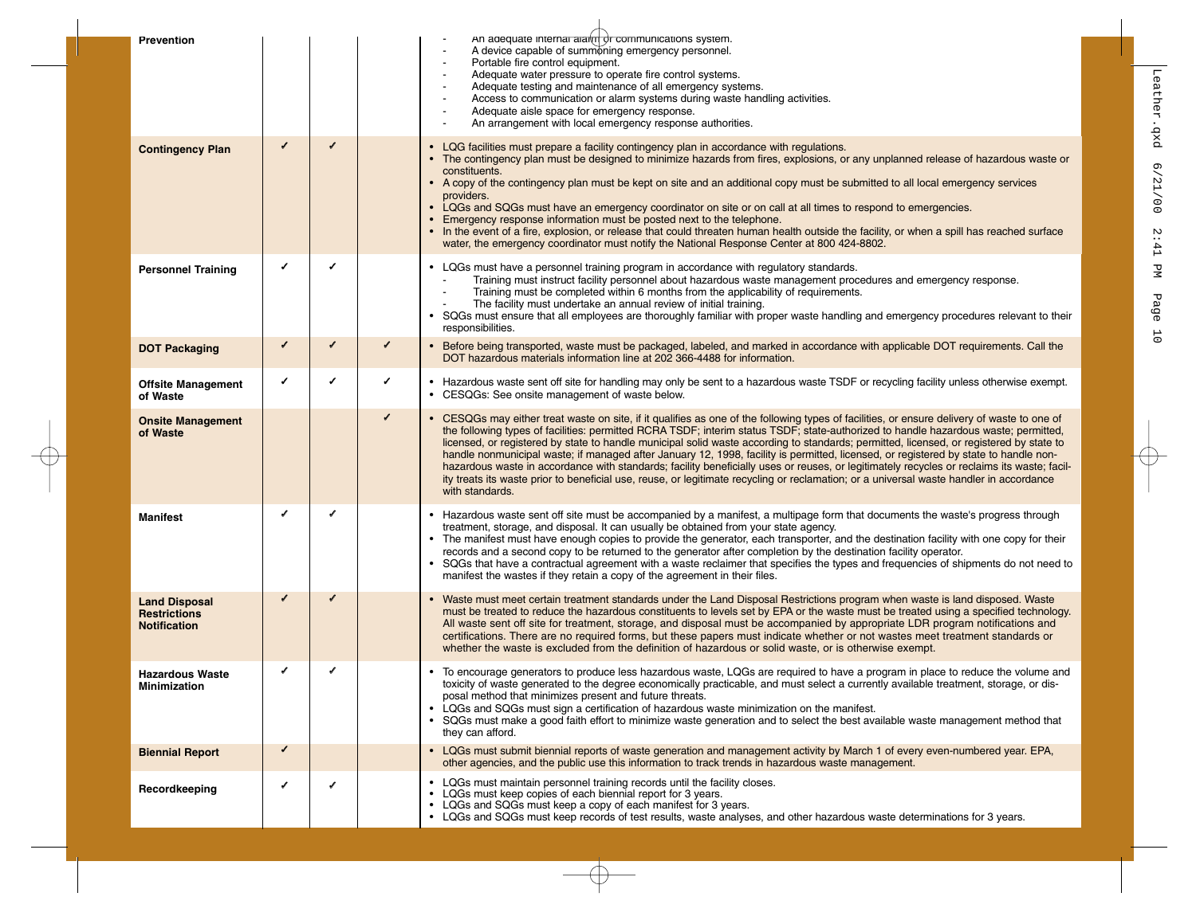| | | | | |
|---|---|---|---|---|
| **Prevention** | | | | - An adequate internal alarm or communications system.<br>- A device capable of summoning emergency personnel.<br>- Portable fire control equipment.<br>- Adequate water pressure to operate fire control systems.<br>- Adequate testing and maintenance of all emergency systems.<br>- Access to communication or alarm systems during waste handling activities.<br>- Adequate aisle space for emergency response.<br>- An arrangement with local emergency response authorities. |
| **Contingency Plan** | ✓ | ✓ | | • LQG facilities must prepare a facility contingency plan in accordance with regulations.<br>• The contingency plan must be designed to minimize hazards from fires, explosions, or any unplanned release of hazardous waste or constituents.<br>• A copy of the contingency plan must be kept on site and an additional copy must be submitted to all local emergency services providers.<br>• LQGs and SQGs must have an emergency coordinator on site or on call at all times to respond to emergencies.<br>• Emergency response information must be posted next to the telephone.<br>• In the event of a fire, explosion, or release that could threaten human health outside the facility, or when a spill has reached surface water, the emergency coordinator must notify the National Response Center at 800 424-8802. |
| **Personnel Training** | ✓ | ✓ | | • LQGs must have a personnel training program in accordance with regulatory standards.<br>- Training must instruct facility personnel about hazardous waste management procedures and emergency response.<br>- Training must be completed within 6 months from the applicability of requirements.<br>- The facility must undertake an annual review of initial training.<br>• SQGs must ensure that all employees are thoroughly familiar with proper waste handling and emergency procedures relevant to their responsibilities. |
| **DOT Packaging** | ✓ | ✓ | ✓ | • Before being transported, waste must be packaged, labeled, and marked in accordance with applicable DOT requirements. Call the DOT hazardous materials information line at 202 366-4488 for information. |
| **Offsite Management of Waste** | ✓ | ✓ | ✓ | • Hazardous waste sent off site for handling may only be sent to a hazardous waste TSDF or recycling facility unless otherwise exempt.<br>• CESQGs: See onsite management of waste below. |
| **Onsite Management of Waste** | | | ✓ | • CESQGs may either treat waste on site, if it qualifies as one of the following types of facilities, or ensure delivery of waste to one of the following types of facilities: permitted RCRA TSDF; interim status TSDF; state-authorized to handle hazardous waste; permitted, licensed, or registered by state to handle municipal solid waste according to standards; permitted, licensed, or registered by state to handle nonmunicipal waste; if managed after January 12, 1998, facility is permitted, licensed, or registered by state to handle non-hazardous waste in accordance with standards; facility beneficially uses or reuses, or legitimately recycles or reclaims its waste; facility treats its waste prior to beneficial use, reuse, or legitimate recycling or reclamation; or a universal waste handler in accordance with standards. |
| **Manifest** | ✓ | ✓ | | • Hazardous waste sent off site must be accompanied by a manifest, a multipage form that documents the waste's progress through treatment, storage, and disposal. It can usually be obtained from your state agency.<br>• The manifest must have enough copies to provide the generator, each transporter, and the destination facility with one copy for their records and a second copy to be returned to the generator after completion by the destination facility operator.<br>• SQGs that have a contractual agreement with a waste reclaimer that specifies the types and frequencies of shipments do not need to manifest the wastes if they retain a copy of the agreement in their files. |
| **Land Disposal Restrictions Notification** | ✓ | ✓ | | • Waste must meet certain treatment standards under the Land Disposal Restrictions program when waste is land disposed. Waste must be treated to reduce the hazardous constituents to levels set by EPA or the waste must be treated using a specified technology. All waste sent off site for treatment, storage, and disposal must be accompanied by appropriate LDR program notifications and certifications. There are no required forms, but these papers must indicate whether or not wastes meet treatment standards or whether the waste is excluded from the definition of hazardous or solid waste, or is otherwise exempt. |
| **Hazardous Waste Minimization** | ✓ | ✓ | | • To encourage generators to produce less hazardous waste, LQGs are required to have a program in place to reduce the volume and toxicity of waste generated to the degree economically practicable, and must select a currently available treatment, storage, or disposal method that minimizes present and future threats.<br>• LQGs and SQGs must sign a certification of hazardous waste minimization on the manifest.<br>• SQGs must make a good faith effort to minimize waste generation and to select the best available waste management method that they can afford. |
| **Biennial Report** | ✓ | | | • LQGs must submit biennial reports of waste generation and management activity by March 1 of every even-numbered year. EPA, other agencies, and the public use this information to track trends in hazardous waste management. |
| **Recordkeeping** | ✓ | ✓ | | • LQGs must maintain personnel training records until the facility closes.<br>• LQGs must keep copies of each biennial report for 3 years.<br>• LQGs and SQGs must keep a copy of each manifest for 3 years.<br>• LQGs and SQGs must keep records of test results, waste analyses, and other hazardous waste determinations for 3 years. |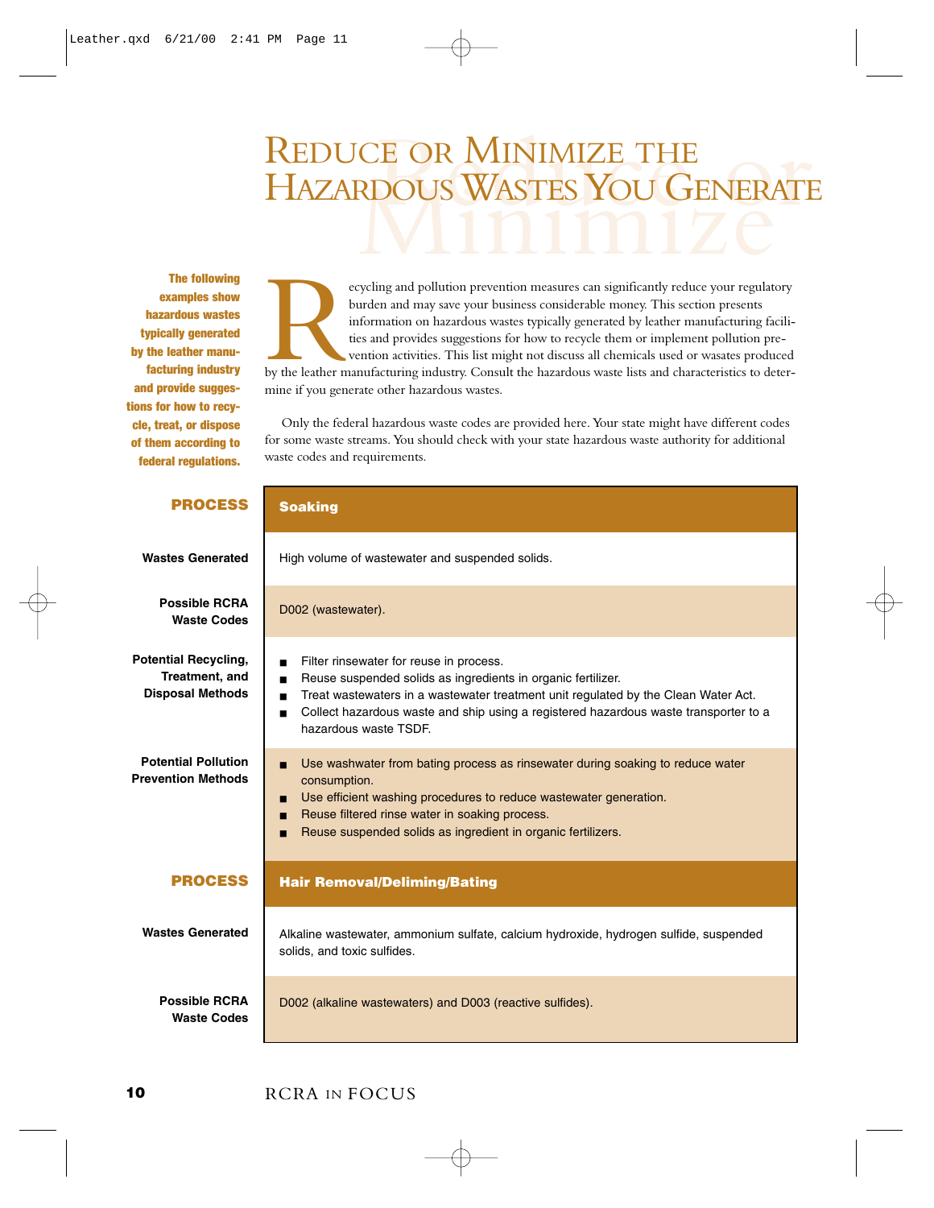# Reduce or Minimize the Hazardous Wastes You Generate

**The following examples show hazardous wastes typically generated by the leather manufacturing industry and provide suggestions for how to recycle, treat, or dispose of them according to federal regulations.**

Recycling and pollution prevention measures can significantly reduce your regulatory burden and may save your business considerable money. This section presents information on hazardous wastes typically generated by leather manufacturing facilities and provides suggestions for how to recycle them or implement pollution prevention activities. This list might not discuss all chemicals used or wasates produced by the leather manufacturing industry. Consult the hazardous waste lists and characteristics to determine if you generate other hazardous wastes.

Only the federal hazardous waste codes are provided here. Your state might have different codes for some waste streams. You should check with your state hazardous waste authority for additional waste codes and requirements.

| **PROCESS** | **Soaking** |
|---|---|
| **Wastes Generated** | High volume of wastewater and suspended solids. |
| **Possible RCRA Waste Codes** | D002 (wastewater). |
| **Potential Recycling, Treatment, and Disposal Methods** | ■ Filter rinsewater for reuse in process.<br>■ Reuse suspended solids as ingredients in organic fertilizer.<br>■ Treat wastewaters in a wastewater treatment unit regulated by the Clean Water Act.<br>■ Collect hazardous waste and ship using a registered hazardous waste transporter to a hazardous waste TSDF. |
| **Potential Pollution Prevention Methods** | ■ Use washwater from bating process as rinsewater during soaking to reduce water consumption.<br>■ Use efficient washing procedures to reduce wastewater generation.<br>■ Reuse filtered rinse water in soaking process.<br>■ Reuse suspended solids as ingredient in organic fertilizers. |
| **PROCESS** | **Hair Removal/Deliming/Bating** |
| **Wastes Generated** | Alkaline wastewater, ammonium sulfate, calcium hydroxide, hydrogen sulfide, suspended solids, and toxic sulfides. |
| **Possible RCRA Waste Codes** | D002 (alkaline wastewaters) and D003 (reactive sulfides). |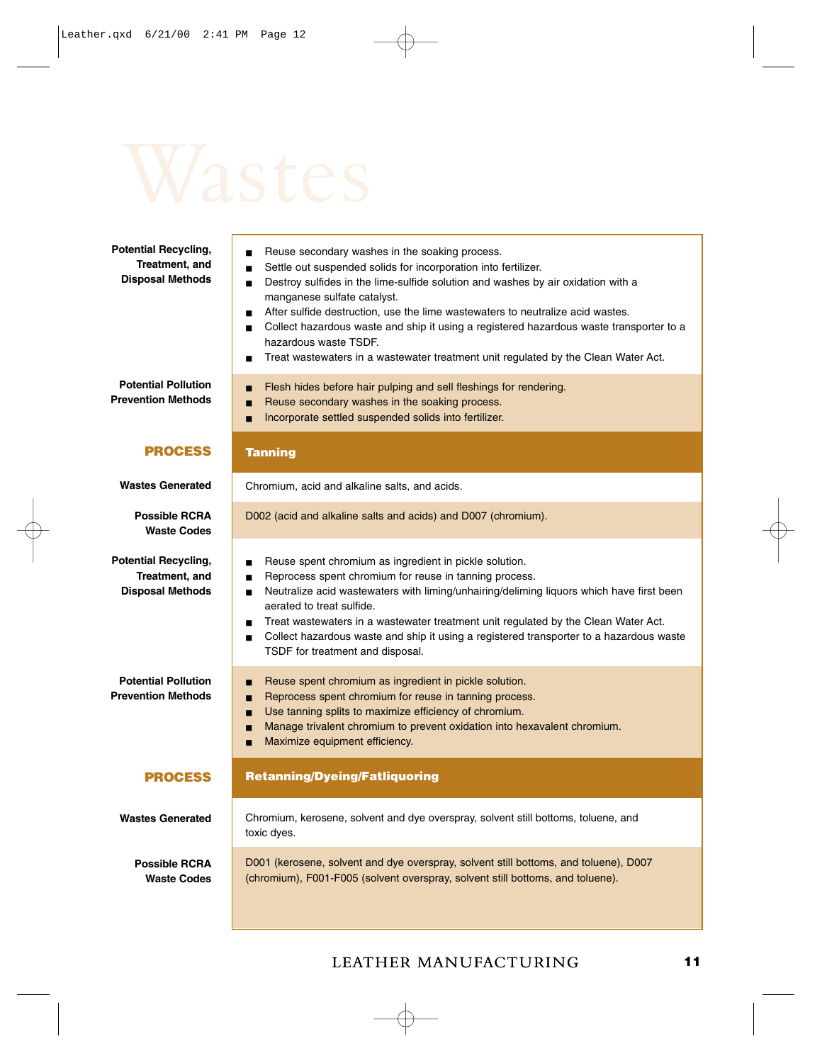# Wastes

**Potential Recycling, Treatment, and Disposal Methods**

- Reuse secondary washes in the soaking process.
- Settle out suspended solids for incorporation into fertilizer.
- Destroy sulfides in the lime-sulfide solution and washes by air oxidation with a manganese sulfate catalyst.
- After sulfide destruction, use the lime wastewaters to neutralize acid wastes.
- Collect hazardous waste and ship it using a registered hazardous waste transporter to a hazardous waste TSDF.
- Treat wastewaters in a wastewater treatment unit regulated by the Clean Water Act.

**Potential Pollution Prevention Methods**

- Flesh hides before hair pulping and sell fleshings for rendering.
- Reuse secondary washes in the soaking process.
- Incorporate settled suspended solids into fertilizer.

## PROCESS: Tanning

**Wastes Generated**

Chromium, acid and alkaline salts, and acids.

**Possible RCRA Waste Codes**

D002 (acid and alkaline salts and acids) and D007 (chromium).

**Potential Recycling, Treatment, and Disposal Methods**

- Reuse spent chromium as ingredient in pickle solution.
- Reprocess spent chromium for reuse in tanning process.
- Neutralize acid wastewaters with liming/unhairing/deliming liquors which have first been aerated to treat sulfide.
- Treat wastewaters in a wastewater treatment unit regulated by the Clean Water Act.
- Collect hazardous waste and ship it using a registered transporter to a hazardous waste TSDF for treatment and disposal.

**Potential Pollution Prevention Methods**

- Reuse spent chromium as ingredient in pickle solution.
- Reprocess spent chromium for reuse in tanning process.
- Use tanning splits to maximize efficiency of chromium.
- Manage trivalent chromium to prevent oxidation into hexavalent chromium.
- Maximize equipment efficiency.

## PROCESS: Retanning/Dyeing/Fatliquoring

**Wastes Generated**

Chromium, kerosene, solvent and dye overspray, solvent still bottoms, toluene, and toxic dyes.

**Possible RCRA Waste Codes**

D001 (kerosene, solvent and dye overspray, solvent still bottoms, and toluene), D007 (chromium), F001-F005 (solvent overspray, solvent still bottoms, and toluene).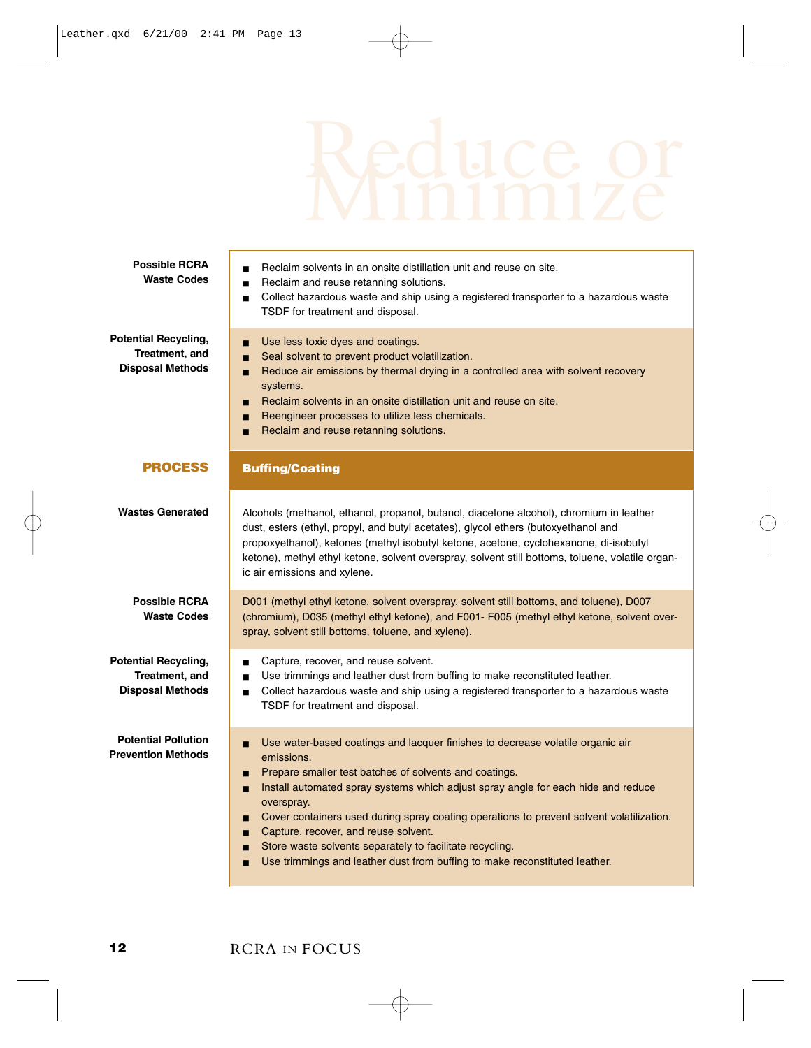# Reduce or Minimize

| | |
|---|---|
| **Possible RCRA Waste Codes** | ■ Reclaim solvents in an onsite distillation unit and reuse on site.<br>■ Reclaim and reuse retanning solutions.<br>■ Collect hazardous waste and ship using a registered transporter to a hazardous waste TSDF for treatment and disposal. |
| **Potential Recycling, Treatment, and Disposal Methods** | ■ Use less toxic dyes and coatings.<br>■ Seal solvent to prevent product volatilization.<br>■ Reduce air emissions by thermal drying in a controlled area with solvent recovery systems.<br>■ Reclaim solvents in an onsite distillation unit and reuse on site.<br>■ Reengineer processes to utilize less chemicals.<br>■ Reclaim and reuse retanning solutions. |
| **PROCESS** | **Buffing/Coating** |
| **Wastes Generated** | Alcohols (methanol, ethanol, propanol, butanol, diacetone alcohol), chromium in leather dust, esters (ethyl, propyl, and butyl acetates), glycol ethers (butoxyethanol and propoxyethanol), ketones (methyl isobutyl ketone, acetone, cyclohexanone, di-isobutyl ketone), methyl ethyl ketone, solvent overspray, solvent still bottoms, toluene, volatile organic air emissions and xylene. |
| **Possible RCRA Waste Codes** | D001 (methyl ethyl ketone, solvent overspray, solvent still bottoms, and toluene), D007 (chromium), D035 (methyl ethyl ketone), and F001- F005 (methyl ethyl ketone, solvent overspray, solvent still bottoms, toluene, and xylene). |
| **Potential Recycling, Treatment, and Disposal Methods** | ■ Capture, recover, and reuse solvent.<br>■ Use trimmings and leather dust from buffing to make reconstituted leather.<br>■ Collect hazardous waste and ship using a registered transporter to a hazardous waste TSDF for treatment and disposal. |
| **Potential Pollution Prevention Methods** | ■ Use water-based coatings and lacquer finishes to decrease volatile organic air emissions.<br>■ Prepare smaller test batches of solvents and coatings.<br>■ Install automated spray systems which adjust spray angle for each hide and reduce overspray.<br>■ Cover containers used during spray coating operations to prevent solvent volatilization.<br>■ Capture, recover, and reuse solvent.<br>■ Store waste solvents separately to facilitate recycling.<br>■ Use trimmings and leather dust from buffing to make reconstituted leather. |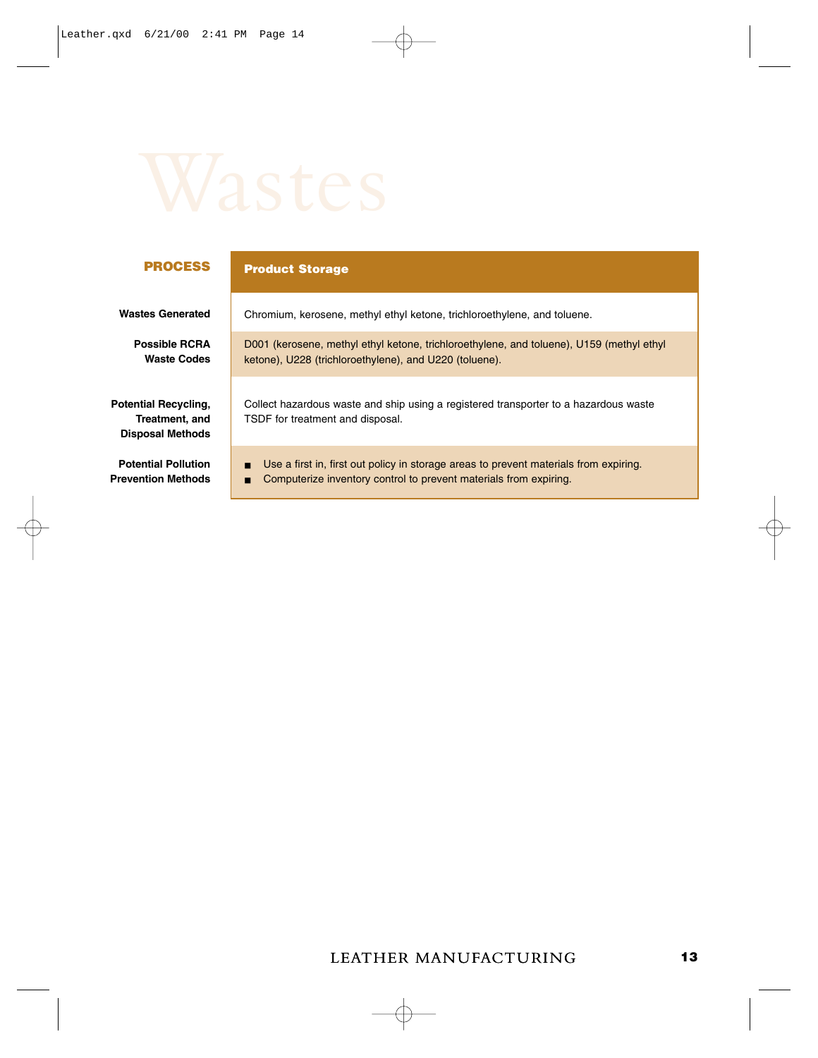# Wastes

| PROCESS | Product Storage |
|---|---|
| **Wastes Generated** | Chromium, kerosene, methyl ethyl ketone, trichloroethylene, and toluene. |
| **Possible RCRA Waste Codes** | D001 (kerosene, methyl ethyl ketone, trichloroethylene, and toluene), U159 (methyl ethyl ketone), U228 (trichloroethylene), and U220 (toluene). |
| **Potential Recycling, Treatment, and Disposal Methods** | Collect hazardous waste and ship using a registered transporter to a hazardous waste TSDF for treatment and disposal. |
| **Potential Pollution Prevention Methods** | ■ Use a first in, first out policy in storage areas to prevent materials from expiring.<br>■ Computerize inventory control to prevent materials from expiring. |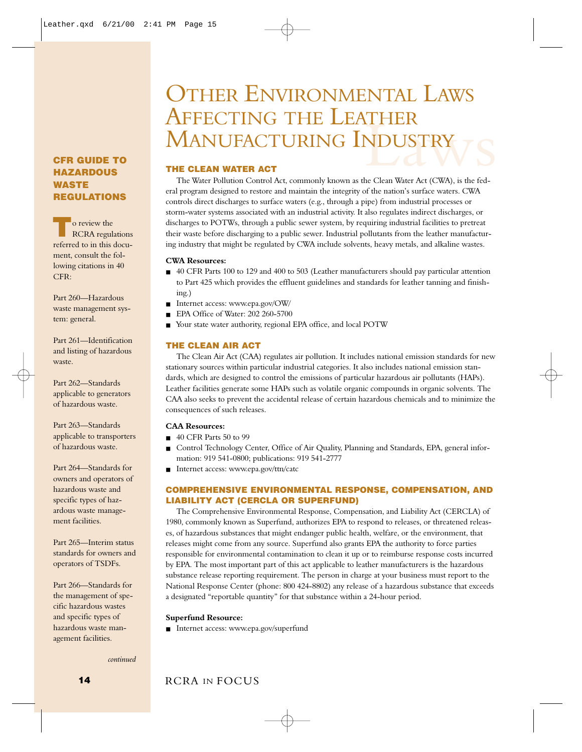# Other Environmental Laws Affecting the Leather Manufacturing Industry

## THE CLEAN WATER ACT

The Water Pollution Control Act, commonly known as the Clean Water Act (CWA), is the federal program designed to restore and maintain the integrity of the nation's surface waters. CWA controls direct discharges to surface waters (e.g., through a pipe) from industrial processes or storm-water systems associated with an industrial activity. It also regulates indirect discharges, or discharges to POTWs, through a public sewer system, by requiring industrial facilities to pretreat their waste before discharging to a public sewer. Industrial pollutants from the leather manufacturing industry that might be regulated by CWA include solvents, heavy metals, and alkaline wastes.

**CWA Resources:**

- 40 CFR Parts 100 to 129 and 400 to 503 (Leather manufacturers should pay particular attention to Part 425 which provides the effluent guidelines and standards for leather tanning and finishing.)
- Internet access: www.epa.gov/OW/
- EPA Office of Water: 202 260-5700
- Your state water authority, regional EPA office, and local POTW

## THE CLEAN AIR ACT

The Clean Air Act (CAA) regulates air pollution. It includes national emission standards for new stationary sources within particular industrial categories. It also includes national emission standards, which are designed to control the emissions of particular hazardous air pollutants (HAPs). Leather facilities generate some HAPs such as volatile organic compounds in organic solvents. The CAA also seeks to prevent the accidental release of certain hazardous chemicals and to minimize the consequences of such releases.

**CAA Resources:**

- 40 CFR Parts 50 to 99
- Control Technology Center, Office of Air Quality, Planning and Standards, EPA, general information: 919 541-0800; publications: 919 541-2777
- Internet access: www.epa.gov/ttn/catc

## COMPREHENSIVE ENVIRONMENTAL RESPONSE, COMPENSATION, AND LIABILITY ACT (CERCLA OR SUPERFUND)

The Comprehensive Environmental Response, Compensation, and Liability Act (CERCLA) of 1980, commonly known as Superfund, authorizes EPA to respond to releases, or threatened releases, of hazardous substances that might endanger public health, welfare, or the environment, that releases might come from any source. Superfund also grants EPA the authority to force parties responsible for environmental contamination to clean it up or to reimburse response costs incurred by EPA. The most important part of this act applicable to leather manufacturers is the hazardous substance release reporting requirement. The person in charge at your business must report to the National Response Center (phone: 800 424-8802) any release of a hazardous substance that exceeds a designated "reportable quantity" for that substance within a 24-hour period.

**Superfund Resource:**

- Internet access: www.epa.gov/superfund

---

### CFR GUIDE TO HAZARDOUS WASTE REGULATIONS

To review the RCRA regulations referred to in this document, consult the following citations in 40 CFR:

Part 260—Hazardous waste management system: general.

Part 261—Identification and listing of hazardous waste.

Part 262—Standards applicable to generators of hazardous waste.

Part 263—Standards applicable to transporters of hazardous waste.

Part 264—Standards for owners and operators of hazardous waste and specific types of hazardous waste management facilities.

Part 265—Interim status standards for owners and operators of TSDFs.

Part 266—Standards for the management of specific hazardous wastes and specific types of hazardous waste management facilities.

*continued*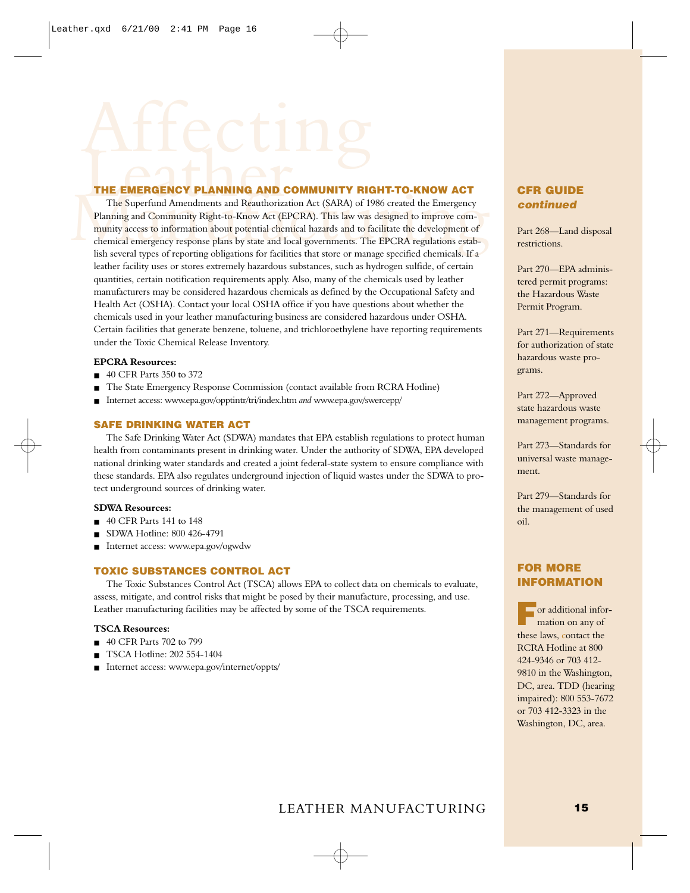## THE EMERGENCY PLANNING AND COMMUNITY RIGHT-TO-KNOW ACT

The Superfund Amendments and Reauthorization Act (SARA) of 1986 created the Emergency Planning and Community Right-to-Know Act (EPCRA). This law was designed to improve community access to information about potential chemical hazards and to facilitate the development of chemical emergency response plans by state and local governments. The EPCRA regulations establish several types of reporting obligations for facilities that store or manage specified chemicals. If a leather facility uses or stores extremely hazardous substances, such as hydrogen sulfide, of certain quantities, certain notification requirements apply. Also, many of the chemicals used by leather manufacturers may be considered hazardous chemicals as defined by the Occupational Safety and Health Act (OSHA). Contact your local OSHA office if you have questions about whether the chemicals used in your leather manufacturing business are considered hazardous under OSHA. Certain facilities that generate benzene, toluene, and trichloroethylene have reporting requirements under the Toxic Chemical Release Inventory.

**EPCRA Resources:**

- 40 CFR Parts 350 to 372
- The State Emergency Response Commission (contact available from RCRA Hotline)
- Internet access: www.epa.gov/opptintr/tri/index.htm *and* www.epa.gov/swercepp/

## SAFE DRINKING WATER ACT

The Safe Drinking Water Act (SDWA) mandates that EPA establish regulations to protect human health from contaminants present in drinking water. Under the authority of SDWA, EPA developed national drinking water standards and created a joint federal-state system to ensure compliance with these standards. EPA also regulates underground injection of liquid wastes under the SDWA to protect underground sources of drinking water.

**SDWA Resources:**

- 40 CFR Parts 141 to 148
- SDWA Hotline: 800 426-4791
- Internet access: www.epa.gov/ogwdw

## TOXIC SUBSTANCES CONTROL ACT

The Toxic Substances Control Act (TSCA) allows EPA to collect data on chemicals to evaluate, assess, mitigate, and control risks that might be posed by their manufacture, processing, and use. Leather manufacturing facilities may be affected by some of the TSCA requirements.

**TSCA Resources:**

- 40 CFR Parts 702 to 799
- TSCA Hotline: 202 554-1404
- Internet access: www.epa.gov/internet/oppts/

## CFR GUIDE *continued*

Part 268—Land disposal restrictions.

Part 270—EPA administered permit programs: the Hazardous Waste Permit Program.

Part 271—Requirements for authorization of state hazardous waste programs.

Part 272—Approved state hazardous waste management programs.

Part 273—Standards for universal waste management.

Part 279—Standards for the management of used oil.

## FOR MORE INFORMATION

For additional information on any of these laws, contact the RCRA Hotline at 800 424-9346 or 703 412-9810 in the Washington, DC, area. TDD (hearing impaired): 800 553-7672 or 703 412-3323 in the Washington, DC, area.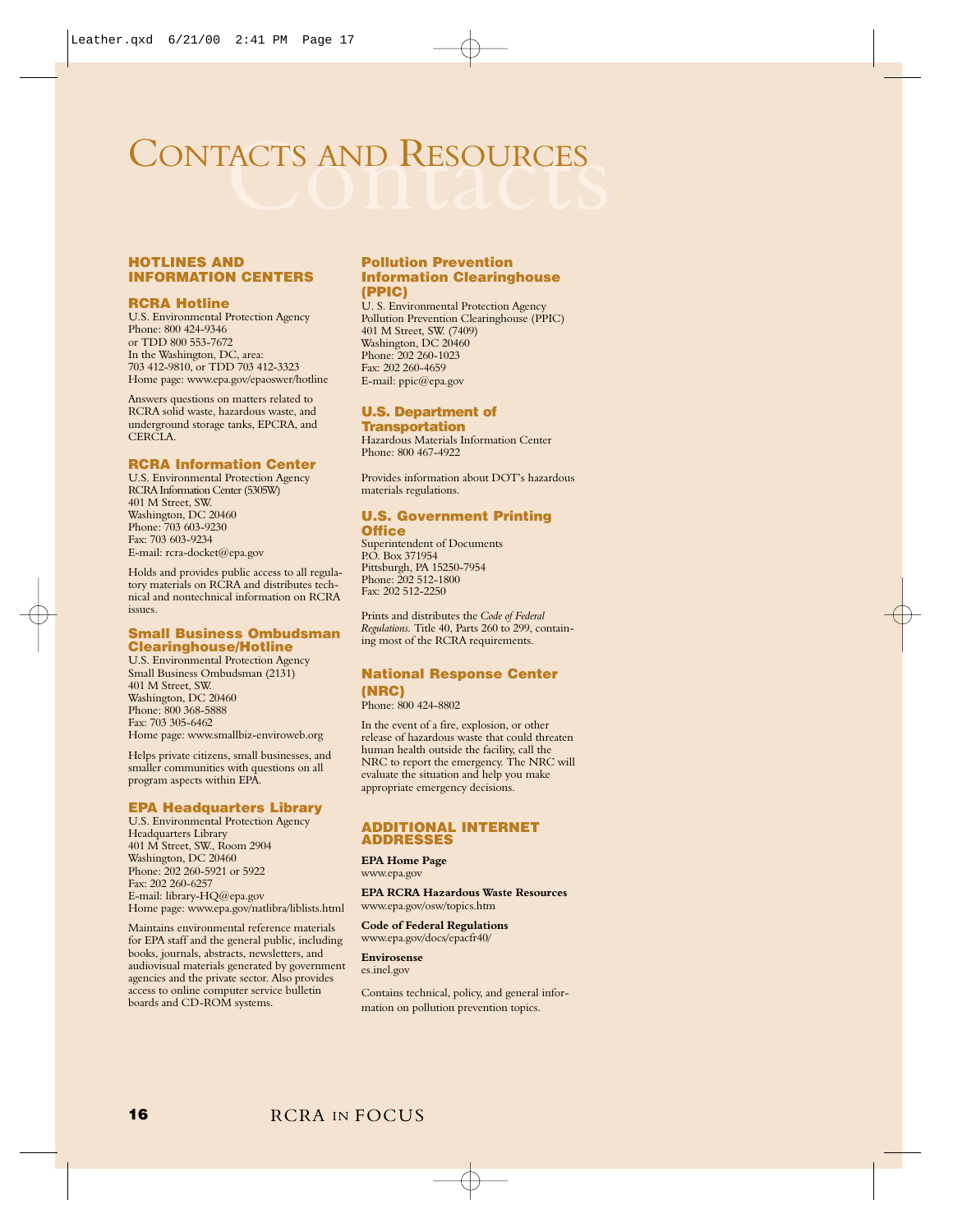# Contacts and Resources

## Hotlines and Information Centers

### RCRA Hotline

U.S. Environmental Protection Agency
Phone: 800 424-9346
or TDD 800 553-7672
In the Washington, DC, area:
703 412-9810, or TDD 703 412-3323
Home page: www.epa.gov/epaoswer/hotline

Answers questions on matters related to RCRA solid waste, hazardous waste, and underground storage tanks, EPCRA, and CERCLA.

### RCRA Information Center

U.S. Environmental Protection Agency
RCRA Information Center (5305W)
401 M Street, SW.
Washington, DC 20460
Phone: 703 603-9230
Fax: 703 603-9234
E-mail: rcra-docket@epa.gov

Holds and provides public access to all regulatory materials on RCRA and distributes technical and nontechnical information on RCRA issues.

### Small Business Ombudsman Clearinghouse/Hotline

U.S. Environmental Protection Agency
Small Business Ombudsman (2131)
401 M Street, SW.
Washington, DC 20460
Phone: 800 368-5888
Fax: 703 305-6462
Home page: www.smallbiz-enviroweb.org

Helps private citizens, small businesses, and smaller communities with questions on all program aspects within EPA.

### EPA Headquarters Library

U.S. Environmental Protection Agency
Headquarters Library
401 M Street, SW., Room 2904
Washington, DC 20460
Phone: 202 260-5921 or 5922
Fax: 202 260-6257
E-mail: library-HQ@epa.gov
Home page: www.epa.gov/natlibra/liblists.html

Maintains environmental reference materials for EPA staff and the general public, including books, journals, abstracts, newsletters, and audiovisual materials generated by government agencies and the private sector. Also provides access to online computer service bulletin boards and CD-ROM systems.

### Pollution Prevention Information Clearinghouse (PPIC)

U. S. Environmental Protection Agency
Pollution Prevention Clearinghouse (PPIC)
401 M Street, SW. (7409)
Washington, DC 20460
Phone: 202 260-1023
Fax: 202 260-4659
E-mail: ppic@epa.gov

### U.S. Department of Transportation

Hazardous Materials Information Center
Phone: 800 467-4922

Provides information about DOT's hazardous materials regulations.

### U.S. Government Printing Office

Superintendent of Documents
P.O. Box 371954
Pittsburgh, PA 15250-7954
Phone: 202 512-1800
Fax: 202 512-2250

Prints and distributes the *Code of Federal Regulations.* Title 40, Parts 260 to 299, containing most of the RCRA requirements.

### National Response Center (NRC)

Phone: 800 424-8802

In the event of a fire, explosion, or other release of hazardous waste that could threaten human health outside the facility, call the NRC to report the emergency. The NRC will evaluate the situation and help you make appropriate emergency decisions.

## Additional Internet Addresses

**EPA Home Page**
www.epa.gov

**EPA RCRA Hazardous Waste Resources**
www.epa.gov/osw/topics.htm

**Code of Federal Regulations**
www.epa.gov/docs/epacfr40/

**Envirosense**
es.inel.gov

Contains technical, policy, and general information on pollution prevention topics.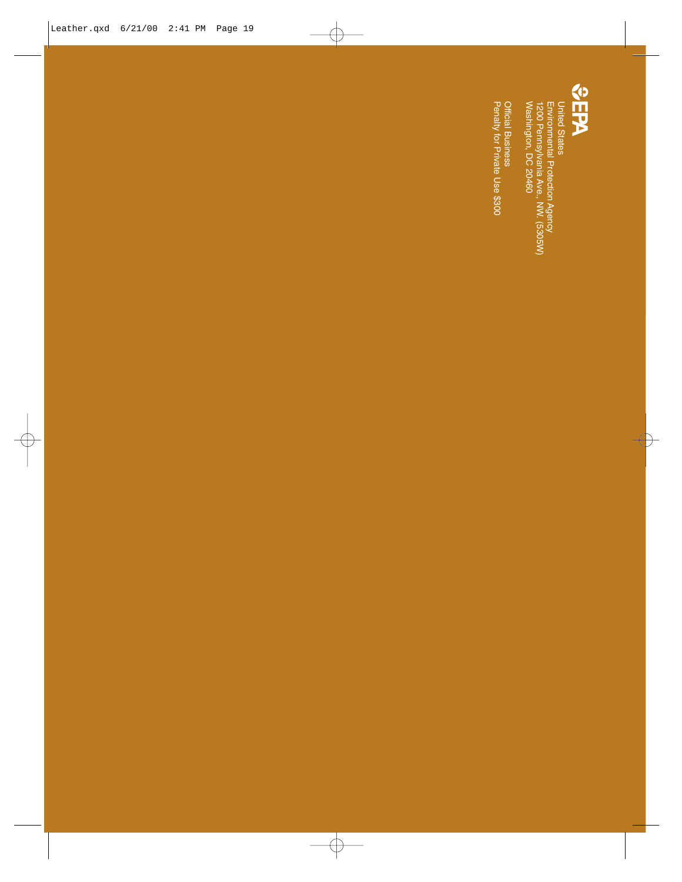EPA

United States
Environmental Protection Agency
1200 Pennsylvania Ave., NW. (5305W)
Washington, DC 20460

Official Business
Penalty for Private Use $300